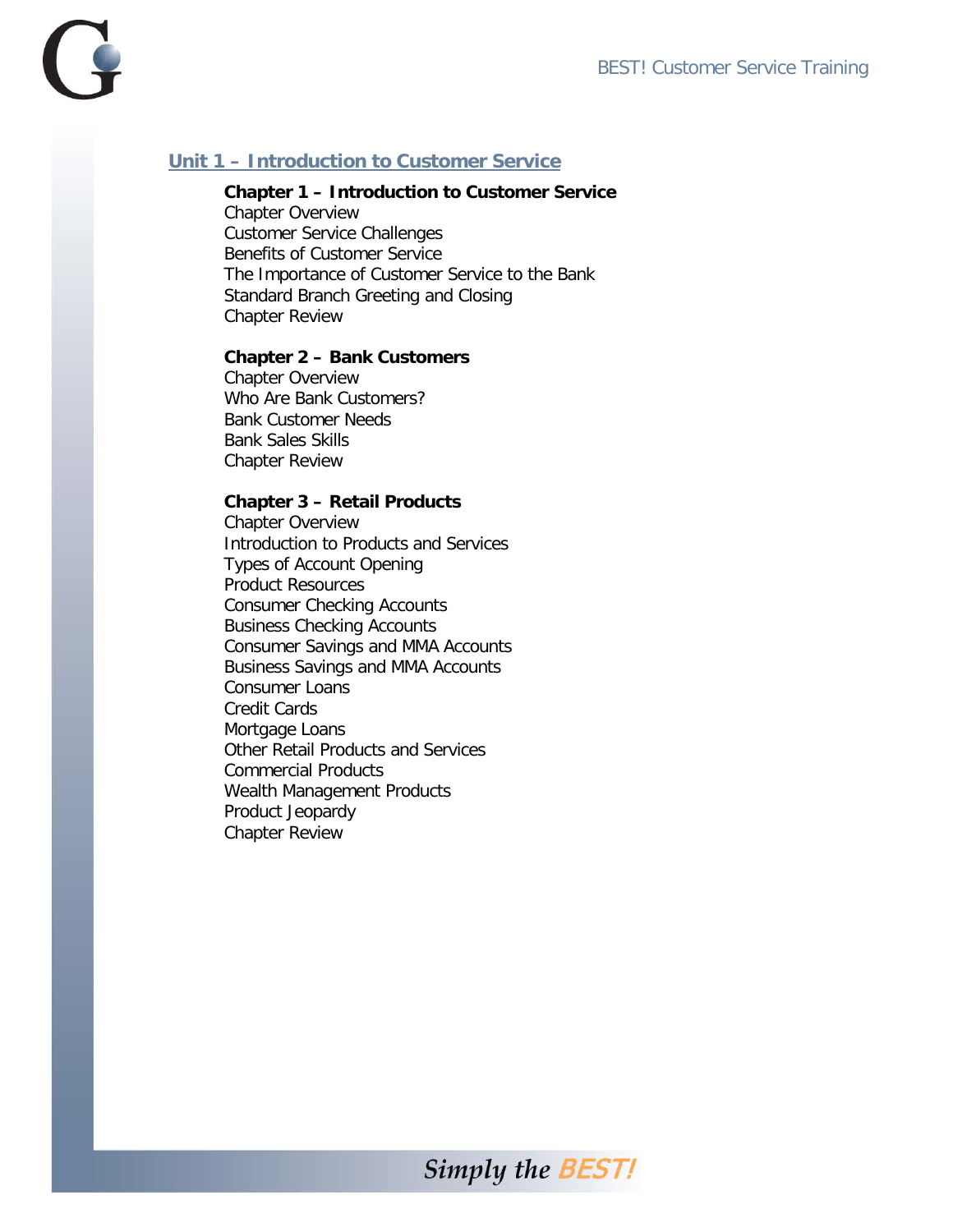## Unit 1 – Introduction to Customer Service

### Chapter 1 – Introduction to Customer Service

Chapter Overview
Customer Service Challenges
Benefits of Customer Service
The Importance of Customer Service to the Bank
Standard Branch Greeting and Closing
Chapter Review

### Chapter 2 – Bank Customers

Chapter Overview
Who Are Bank Customers?
Bank Customer Needs
Bank Sales Skills
Chapter Review

### Chapter 3 – Retail Products

Chapter Overview
Introduction to Products and Services
Types of Account Opening
Product Resources
Consumer Checking Accounts
Business Checking Accounts
Consumer Savings and MMA Accounts
Business Savings and MMA Accounts
Consumer Loans
Credit Cards
Mortgage Loans
Other Retail Products and Services
Commercial Products
Wealth Management Products
Product Jeopardy
Chapter Review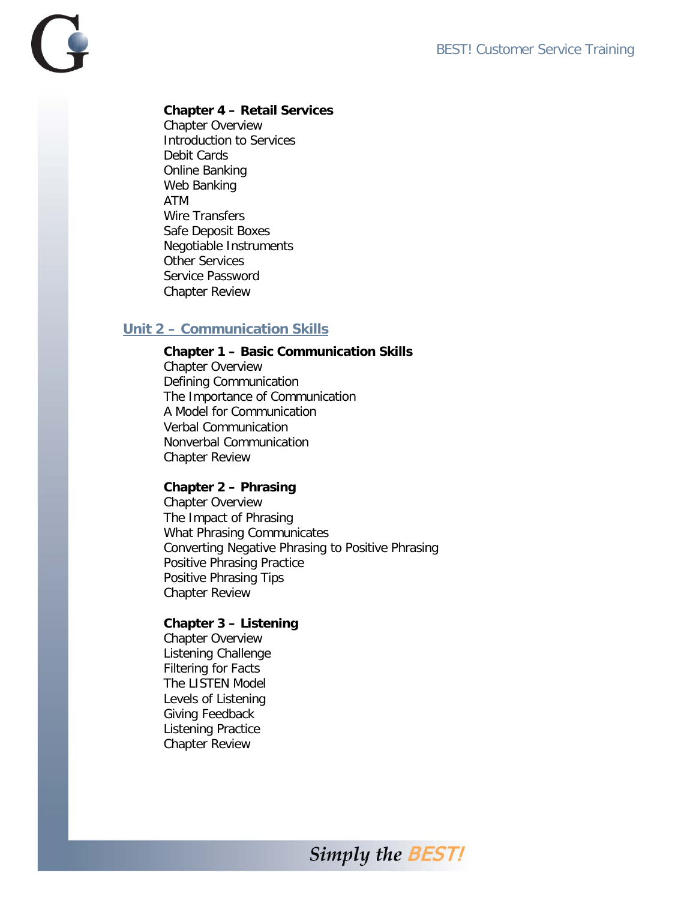### Chapter 4 – Retail Services

Chapter Overview
Introduction to Services
Debit Cards
Online Banking
Web Banking
ATM
Wire Transfers
Safe Deposit Boxes
Negotiable Instruments
Other Services
Service Password
Chapter Review

## Unit 2 – Communication Skills

### Chapter 1 – Basic Communication Skills

Chapter Overview
Defining Communication
The Importance of Communication
A Model for Communication
Verbal Communication
Nonverbal Communication
Chapter Review

### Chapter 2 – Phrasing

Chapter Overview
The Impact of Phrasing
What Phrasing Communicates
Converting Negative Phrasing to Positive Phrasing
Positive Phrasing Practice
Positive Phrasing Tips
Chapter Review

### Chapter 3 – Listening

Chapter Overview
Listening Challenge
Filtering for Facts
The LISTEN Model
Levels of Listening
Giving Feedback
Listening Practice
Chapter Review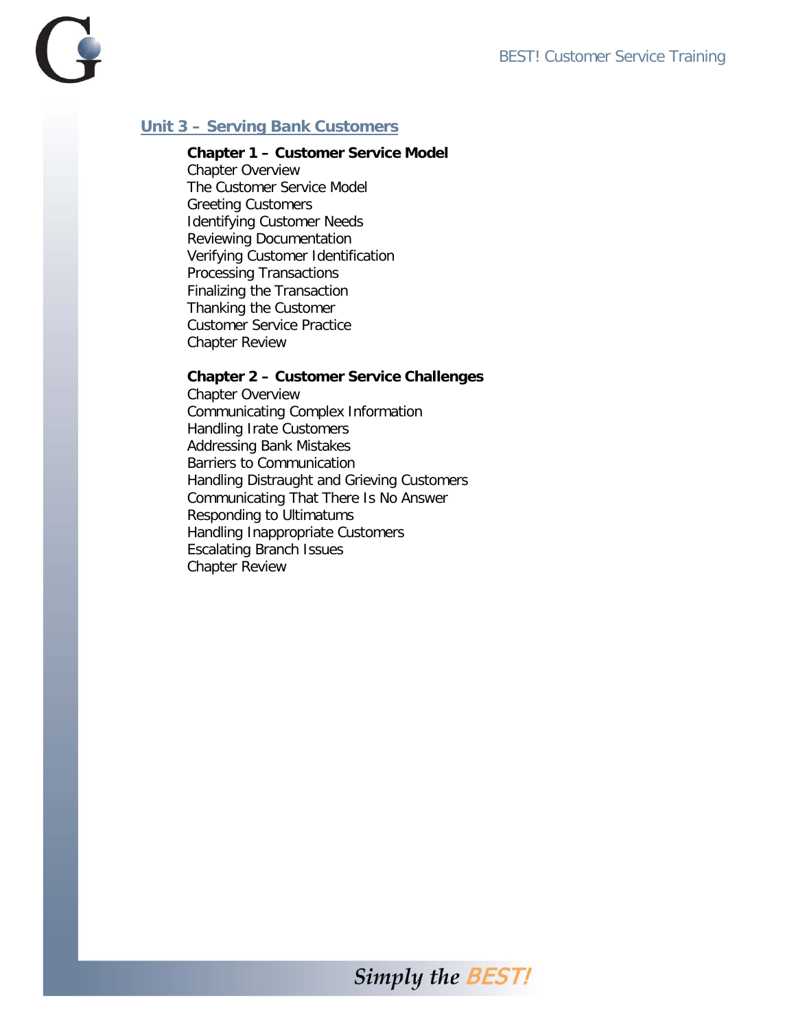## Unit 3 – Serving Bank Customers

**Chapter 1 – Customer Service Model**

Chapter Overview
The Customer Service Model
Greeting Customers
Identifying Customer Needs
Reviewing Documentation
Verifying Customer Identification
Processing Transactions
Finalizing the Transaction
Thanking the Customer
Customer Service Practice
Chapter Review

**Chapter 2 – Customer Service Challenges**

Chapter Overview
Communicating Complex Information
Handling Irate Customers
Addressing Bank Mistakes
Barriers to Communication
Handling Distraught and Grieving Customers
Communicating That There Is No Answer
Responding to Ultimatums
Handling Inappropriate Customers
Escalating Branch Issues
Chapter Review